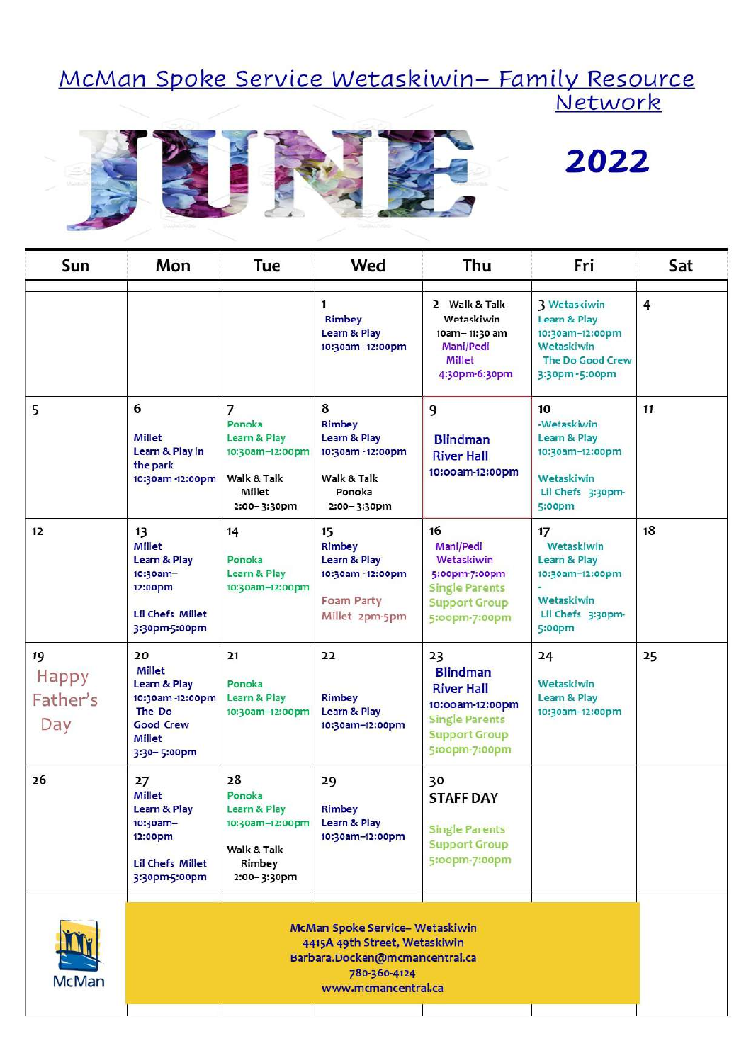# McMan Spoke Service Wetaskiwin– Family Resource Network

## JUNE 2022

| Sun | Mon | Tue | Wed | Thu | Fri | Sat |
|---|---|---|---|---|---|---|
| | | | 1 Rimbey Learn & Play 10:30am -12:00pm | 2 Walk & Talk Wetaskiwin 10am– 11:30 am Mani/Pedi Millet 4:30pm-6:30pm | 3 Wetaskiwin Learn & Play 10:30am–12:00pm Wetaskiwin The Do Good Crew 3:30pm -5:00pm | 4 |
| 5 | 6 Millet Learn & Play in the park 10:30am -12:00pm | 7 Ponoka Learn & Play 10:30am–12:00pm Walk & Talk Millet 2:00– 3:30pm | 8 Rimbey Learn & Play 10:30am -12:00pm Walk & Talk Ponoka 2:00– 3:30pm | 9 Blindman River Hall 10:00am-12:00pm | 10 -Wetaskiwin Learn & Play 10:30am–12:00pm Wetaskiwin Lil Chefs 3:30pm-5:00pm | 11 |
| 12 | 13 Millet Learn & Play 10:30am–12:00pm Lil Chefs Millet 3:30pm-5:00pm | 14 Ponoka Learn & Play 10:30am–12:00pm | 15 Rimbey Learn & Play 10:30am -12:00pm Foam Party Millet 2pm-5pm | 16 Mani/Pedi Wetaskiwin 5:00pm-7:00pm Single Parents Support Group 5:00pm-7:00pm | 17 Wetaskiwin Learn & Play 10:30am–12:00pm - Wetaskiwin Lil Chefs 3:30pm-5:00pm | 18 |
| 19 Happy Father's Day | 20 Millet Learn & Play 10:30am -12:00pm The Do Good Crew Millet 3:30– 5:00pm | 21 Ponoka Learn & Play 10:30am–12:00pm | 22 Rimbey Learn & Play 10:30am–12:00pm | 23 Blindman River Hall 10:00am-12:00pm Single Parents Support Group 5:00pm-7:00pm | 24 Wetaskiwin Learn & Play 10:30am–12:00pm | 25 |
| 26 | 27 Millet Learn & Play 10:30am–12:00pm Lil Chefs Millet 3:30pm-5:00pm | 28 Ponoka Learn & Play 10:30am–12:00pm Walk & Talk Rimbey 2:00– 3:30pm | 29 Rimbey Learn & Play 10:30am–12:00pm | 30 STAFF DAY Single Parents Support Group 5:00pm-7:00pm | | |

McMan

McMan Spoke Service– Wetaskiwin
4415A 49th Street, Wetaskiwin
Barbara.Docken@mcmancentral.ca
780-360-4124
www.mcmancentral.ca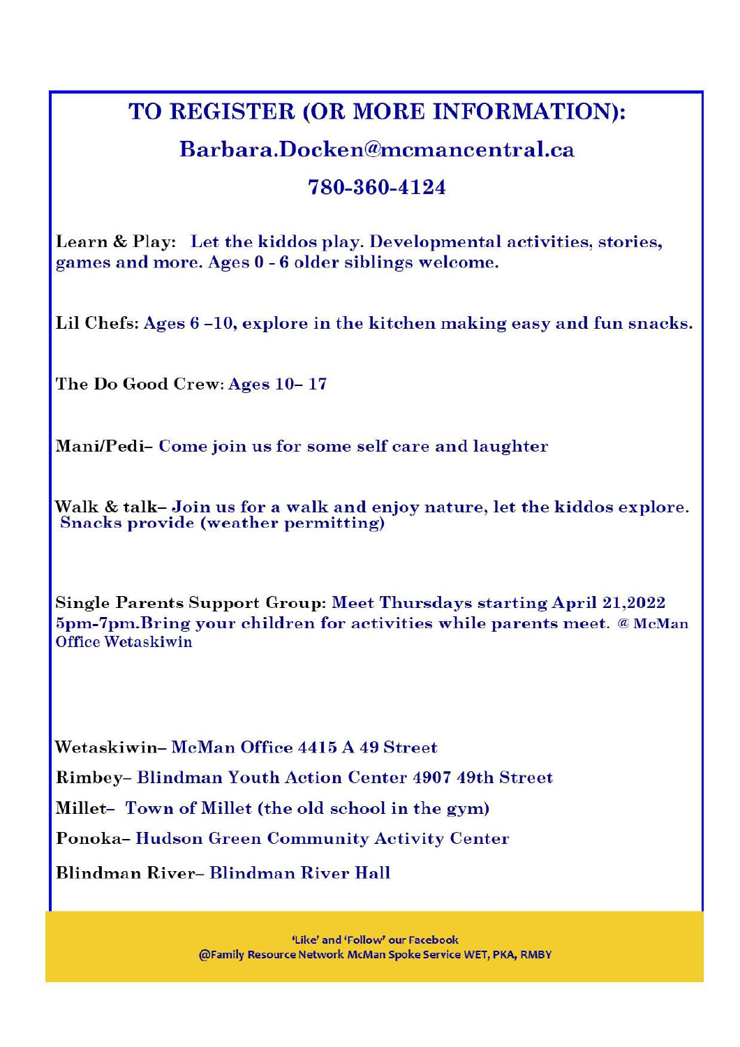# TO REGISTER (OR MORE INFORMATION):

## Barbara.Docken@mcmancentral.ca

## 780-360-4124

**Learn & Play:** Let the kiddos play. Developmental activities, stories, games and more. Ages 0 - 6 older siblings welcome.

**Lil Chefs:** Ages 6 –10, explore in the kitchen making easy and fun snacks.

**The Do Good Crew:** Ages 10– 17

**Mani/Pedi–** Come join us for some self care and laughter

**Walk & talk–** Join us for a walk and enjoy nature, let the kiddos explore. Snacks provide (weather permitting)

**Single Parents Support Group:** Meet Thursdays starting April 21,2022 5pm-7pm.Bring your children for activities while parents meet. @ McMan Office Wetaskiwin

**Wetaskiwin–** McMan Office 4415 A 49 Street

**Rimbey–** Blindman Youth Action Center 4907 49th Street

**Millet–** Town of Millet (the old school in the gym)

**Ponoka–** Hudson Green Community Activity Center

**Blindman River–** Blindman River Hall

'Like' and 'Follow' our Facebook
@Family Resource Network McMan Spoke Service WET, PKA, RMBY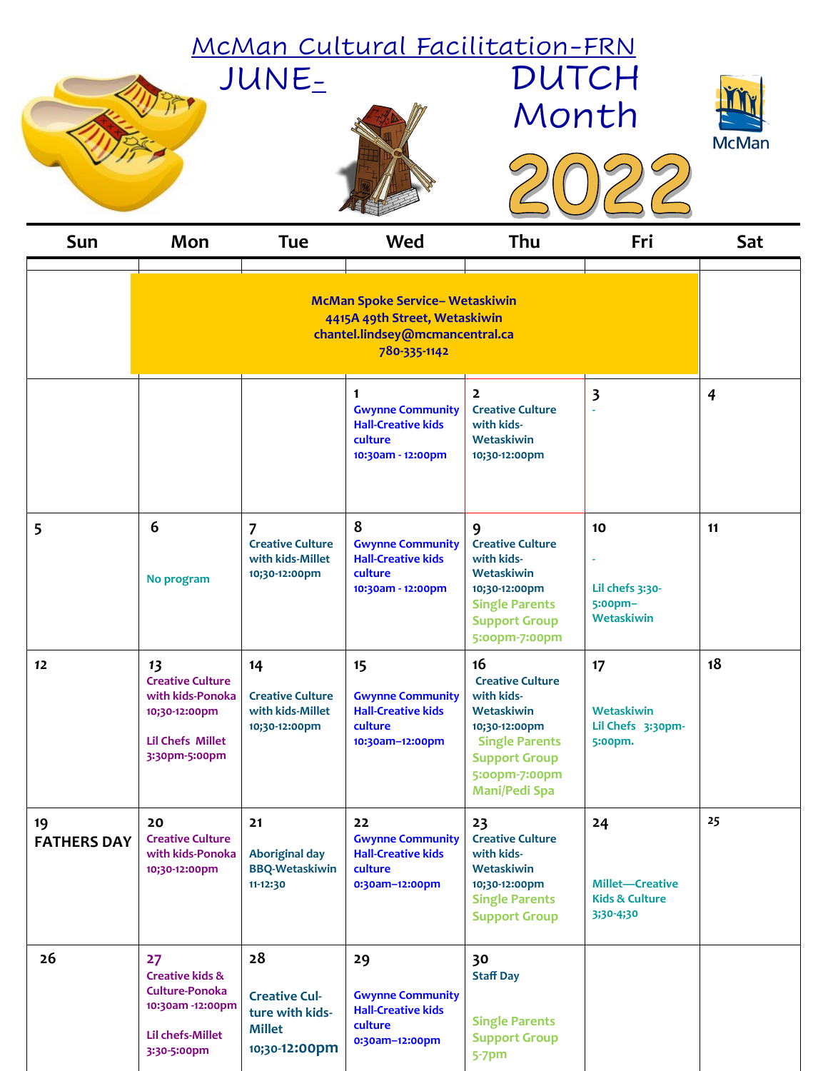# McMan Cultural Facilitation-FRN

## JUNE- DUTCH Month 2022

McMan

| Sun | Mon | Tue | Wed | Thu | Fri | Sat |
|---|---|---|---|---|---|---|
| | McMan Spoke Service– Wetaskiwin<br>4415A 49th Street, Wetaskiwin<br>chantel.lindsey@mcmancentral.ca<br>780-335-1142 | | | | | |
| | | | 1<br>Gwynne Community Hall-Creative kids culture<br>10:30am - 12:00pm | 2<br>Creative Culture with kids-Wetaskiwin<br>10;30-12:00pm | 3<br>- | 4 |
| 5 | 6<br>No program | 7<br>Creative Culture with kids-Millet<br>10;30-12:00pm | 8<br>Gwynne Community Hall-Creative kids culture<br>10:30am - 12:00pm | 9<br>Creative Culture with kids-Wetaskiwin<br>10;30-12:00pm<br>Single Parents Support Group<br>5:00pm-7:00pm | 10<br>-<br>Lil chefs 3:30-5:00pm–Wetaskiwin | 11 |
| 12 | 13<br>Creative Culture with kids-Ponoka<br>10;30-12:00pm<br>Lil Chefs Millet<br>3:30pm-5:00pm | 14<br>Creative Culture with kids-Millet<br>10;30-12:00pm | 15<br>Gwynne Community Hall-Creative kids culture<br>10:30am–12:00pm | 16<br>Creative Culture with kids-Wetaskiwin<br>10;30-12:00pm<br>Single Parents Support Group<br>5:00pm-7:00pm<br>Mani/Pedi Spa | 17<br>Wetaskiwin<br>Lil Chefs 3:30pm-5:00pm. | 18 |
| 19<br>FATHERS DAY | 20<br>Creative Culture with kids-Ponoka<br>10;30-12:00pm | 21<br>Aboriginal day BBQ-Wetaskiwin<br>11-12:30 | 22<br>Gwynne Community Hall-Creative kids culture<br>0:30am–12:00pm | 23<br>Creative Culture with kids-Wetaskiwin<br>10;30-12:00pm<br>Single Parents Support Group | 24<br>Millet—Creative Kids & Culture<br>3;30-4;30 | 25 |
| 26 | 27<br>Creative kids & Culture-Ponoka<br>10:30am -12:00pm<br>Lil chefs-Millet<br>3:30-5:00pm | 28<br>Creative Culture with kids-Millet<br>10;30-12:00pm | 29<br>Gwynne Community Hall-Creative kids culture<br>0:30am–12:00pm | 30<br>Staff Day<br>Single Parents Support Group<br>5-7pm | | |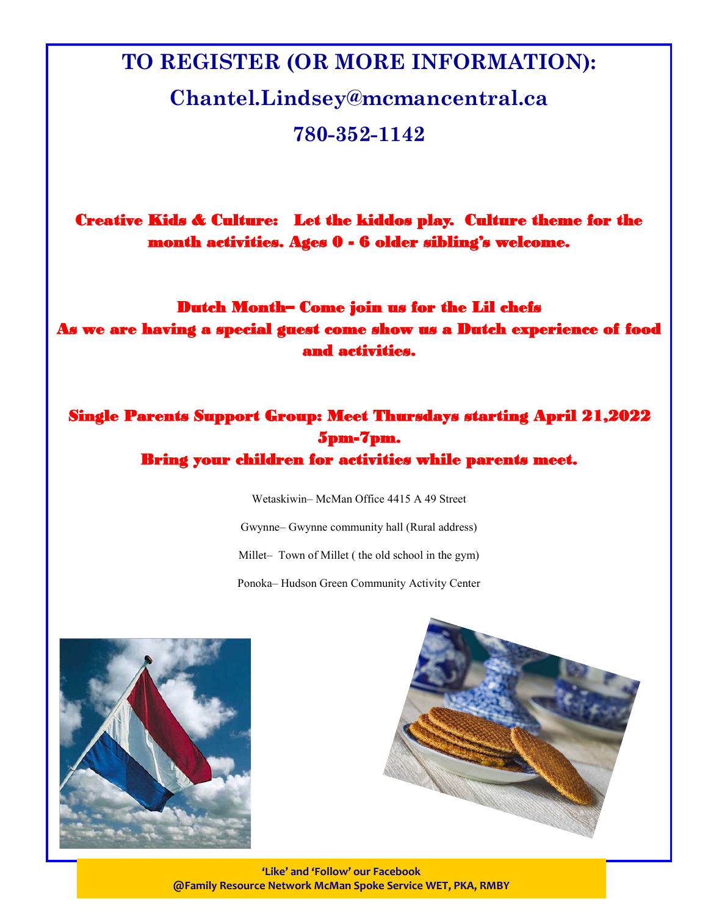# TO REGISTER (OR MORE INFORMATION):

## Chantel.Lindsey@mcmancentral.ca

## 780-352-1142

**Creative Kids & Culture: Let the kiddos play. Culture theme for the month activities. Ages 0 - 6 older sibling's welcome.**

**Dutch Month– Come join us for the Lil chefs**
**As we are having a special guest come show us a Dutch experience of food and activities.**

**Single Parents Support Group: Meet Thursdays starting April 21,2022 5pm-7pm.**
**Bring your children for activities while parents meet.**

Wetaskiwin– McMan Office 4415 A 49 Street

Gwynne– Gwynne community hall (Rural address)

Millet– Town of Millet ( the old school in the gym)

Ponoka– Hudson Green Community Activity Center

**'Like' and 'Follow' our Facebook**
**@Family Resource Network McMan Spoke Service WET, PKA, RMBY**